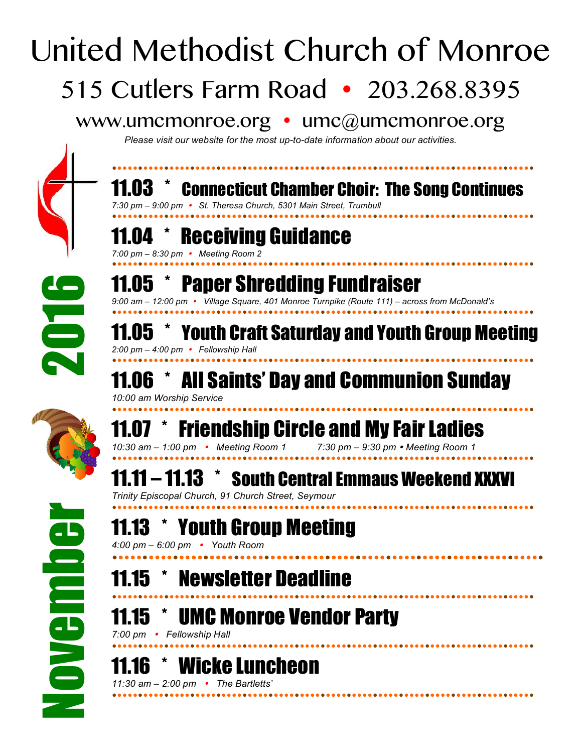# United Methodist Church of Monroe

## 515 Cutlers Farm Road • 203.268.8395

www.umcmonroe.org • umc@umcmonroe.org

*Please visit our website for the most up-to-date information about our activities.*

**November 2016**

### 11.03 * Connecticut Chamber Choir: The Song Continues

*7:30 pm – 9:00 pm • St. Theresa Church, 5301 Main Street, Trumbull*

### 11.04 * Receiving Guidance

*7:00 pm – 8:30 pm • Meeting Room 2*

### 11.05 * Paper Shredding Fundraiser

*9:00 am – 12:00 pm • Village Square, 401 Monroe Turnpike (Route 111) – across from McDonald's*

### 11.05 * Youth Craft Saturday and Youth Group Meeting

*2:00 pm – 4:00 pm • Fellowship Hall*

### 11.06 * All Saints' Day and Communion Sunday

*10:00 am Worship Service*

### 11.07 * Friendship Circle and My Fair Ladies

*10:30 am – 1:00 pm • Meeting Room 1 7:30 pm – 9:30 pm • Meeting Room 1*

### 11.11 – 11.13 * South Central Emmaus Weekend XXXVI

*Trinity Episcopal Church, 91 Church Street, Seymour*

### 11.13 * Youth Group Meeting

*4:00 pm – 6:00 pm • Youth Room*

### 11.15 * Newsletter Deadline

### 11.15 * UMC Monroe Vendor Party

*7:00 pm • Fellowship Hall*

### 11.16 * Wicke Luncheon

*11:30 am – 2:00 pm • The Bartletts'*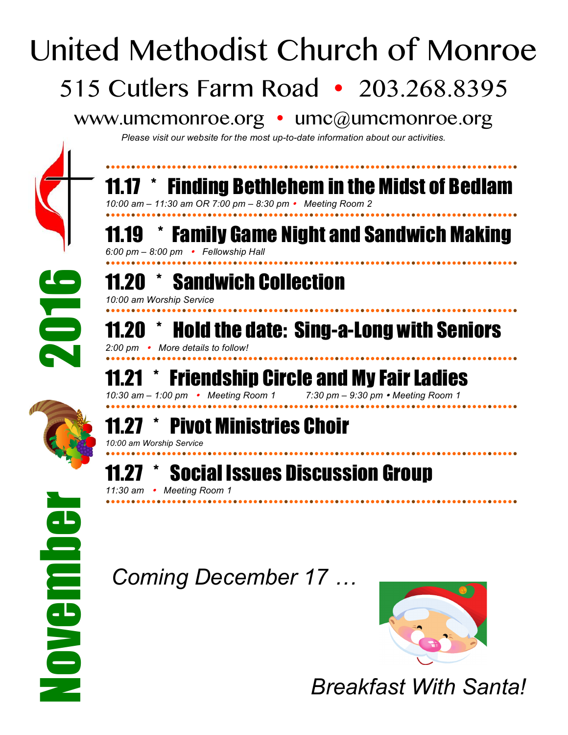# United Methodist Church of Monroe

## 515 Cutlers Farm Road • 203.268.8395

www.umcmonroe.org • umc@umcmonroe.org

*Please visit our website for the most up-to-date information about our activities.*

**November 2016**

## 11.17 * Finding Bethlehem in the Midst of Bedlam

*10:00 am – 11:30 am OR 7:00 pm – 8:30 pm • Meeting Room 2*

## 11.19 * Family Game Night and Sandwich Making

*6:00 pm – 8:00 pm • Fellowship Hall*

## 11.20 * Sandwich Collection

*10:00 am Worship Service*

## 11.20 * Hold the date: Sing-a-Long with Seniors

*2:00 pm • More details to follow!*

## 11.21 * Friendship Circle and My Fair Ladies

*10:30 am – 1:00 pm • Meeting Room 1* *7:30 pm – 9:30 pm • Meeting Room 1*

## 11.27 * Pivot Ministries Choir

*10:00 am Worship Service*

## 11.27 * Social Issues Discussion Group

*11:30 am • Meeting Room 1*

*Coming December 17 …*

*Breakfast With Santa!*